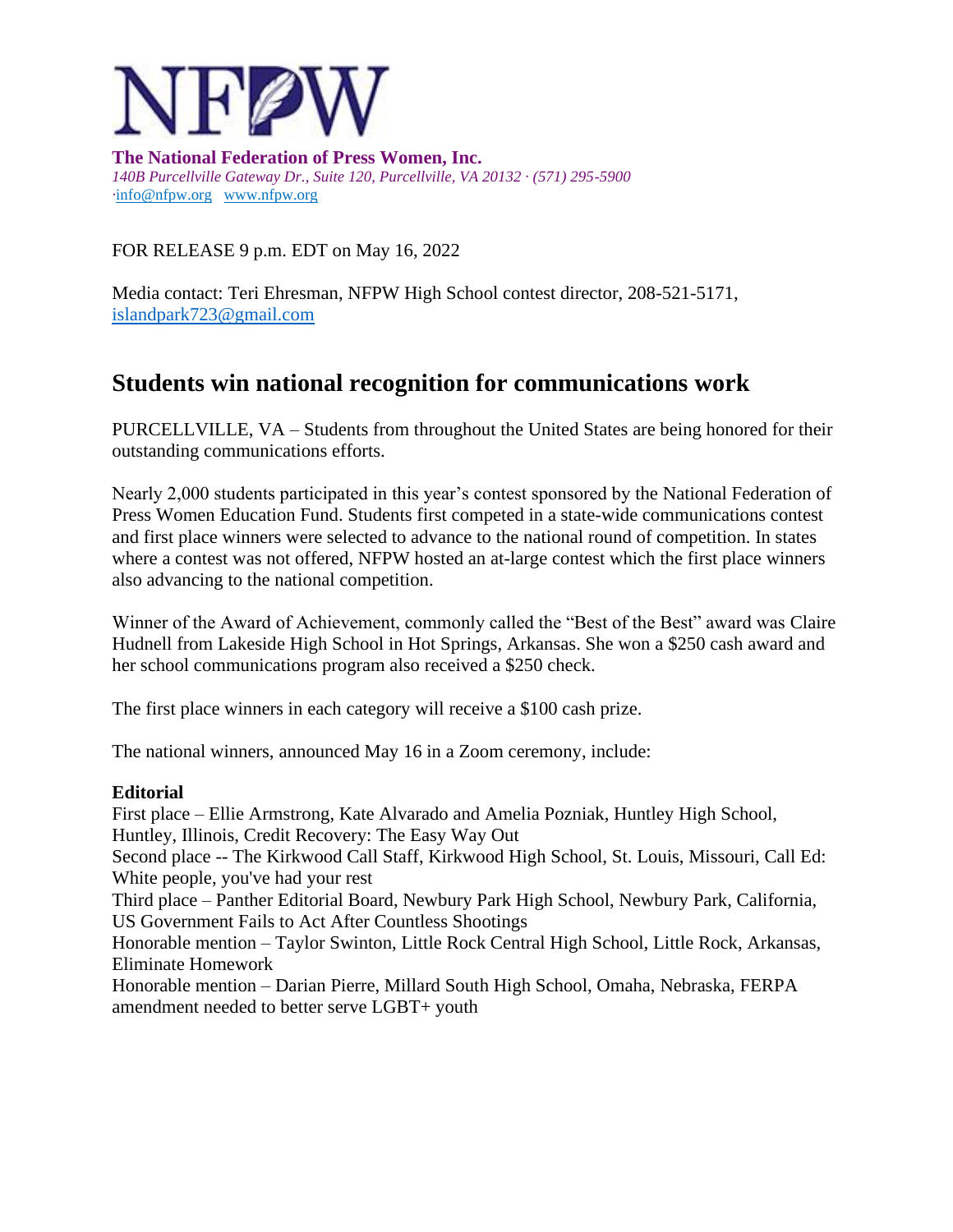**NFPW**

**The National Federation of Press Women, Inc.**
*140B Purcellville Gateway Dr., Suite 120, Purcellville, VA 20132 · (571) 295-5900*
·info@nfpw.org   www.nfpw.org

FOR RELEASE 9 p.m. EDT on May 16, 2022

Media contact: Teri Ehresman, NFPW High School contest director, 208-521-5171, islandpark723@gmail.com

## Students win national recognition for communications work

PURCELLVILLE, VA – Students from throughout the United States are being honored for their outstanding communications efforts.

Nearly 2,000 students participated in this year's contest sponsored by the National Federation of Press Women Education Fund. Students first competed in a state-wide communications contest and first place winners were selected to advance to the national round of competition. In states where a contest was not offered, NFPW hosted an at-large contest which the first place winners also advancing to the national competition.

Winner of the Award of Achievement, commonly called the "Best of the Best" award was Claire Hudnell from Lakeside High School in Hot Springs, Arkansas. She won a $250 cash award and her school communications program also received a $250 check.

The first place winners in each category will receive a $100 cash prize.

The national winners, announced May 16 in a Zoom ceremony, include:

**Editorial**
First place – Ellie Armstrong, Kate Alvarado and Amelia Pozniak, Huntley High School, Huntley, Illinois, Credit Recovery: The Easy Way Out
Second place -- The Kirkwood Call Staff, Kirkwood High School, St. Louis, Missouri, Call Ed: White people, you've had your rest
Third place – Panther Editorial Board, Newbury Park High School, Newbury Park, California, US Government Fails to Act After Countless Shootings
Honorable mention – Taylor Swinton, Little Rock Central High School, Little Rock, Arkansas, Eliminate Homework
Honorable mention – Darian Pierre, Millard South High School, Omaha, Nebraska, FERPA amendment needed to better serve LGBT+ youth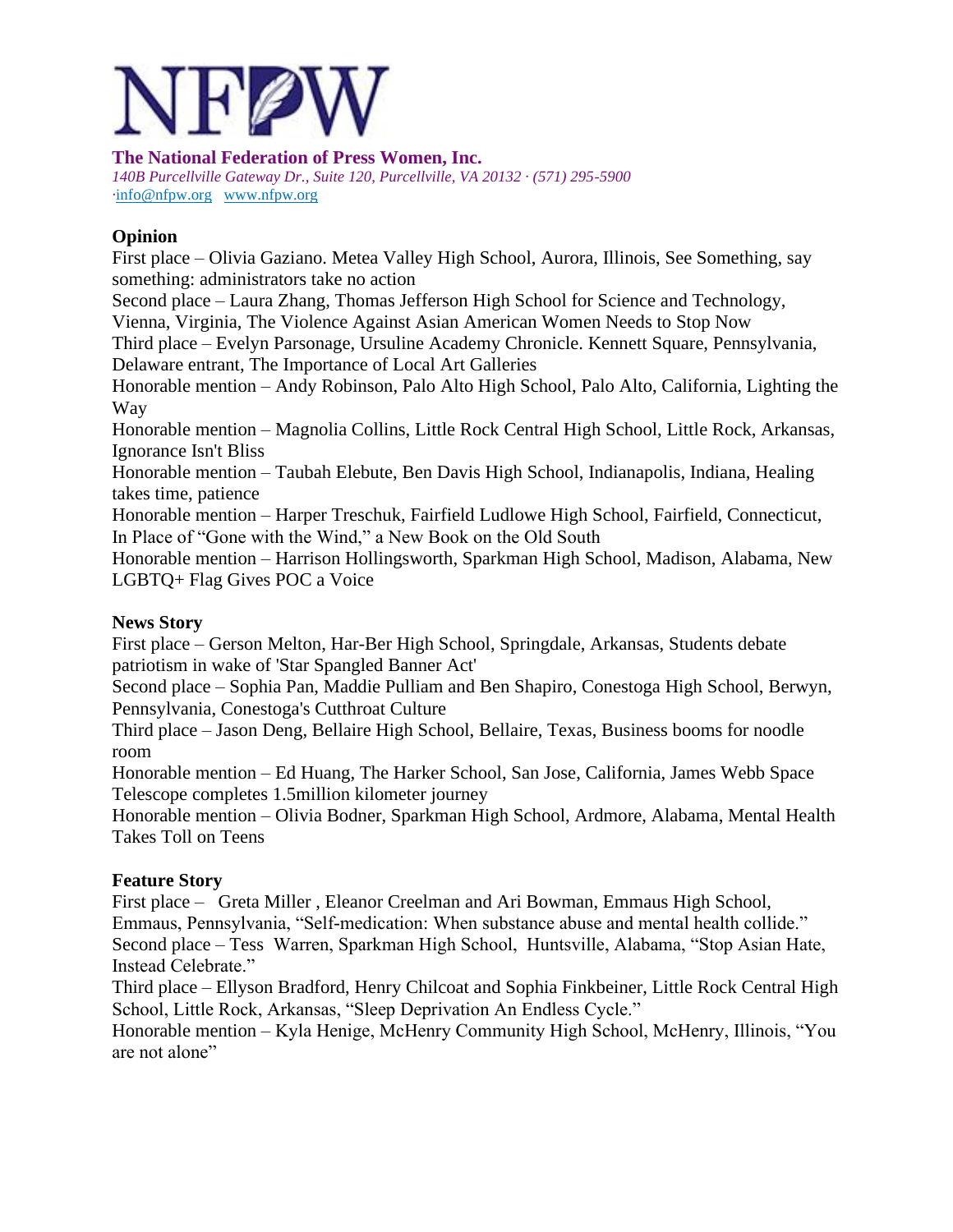# NFPW

**The National Federation of Press Women, Inc.**
*140B Purcellville Gateway Dr., Suite 120, Purcellville, VA 20132 · (571) 295-5900*
·info@nfpw.org   www.nfpw.org

**Opinion**

First place – Olivia Gaziano. Metea Valley High School, Aurora, Illinois, See Something, say something: administrators take no action
Second place – Laura Zhang, Thomas Jefferson High School for Science and Technology, Vienna, Virginia, The Violence Against Asian American Women Needs to Stop Now
Third place – Evelyn Parsonage, Ursuline Academy Chronicle. Kennett Square, Pennsylvania, Delaware entrant, The Importance of Local Art Galleries
Honorable mention – Andy Robinson, Palo Alto High School, Palo Alto, California, Lighting the Way
Honorable mention – Magnolia Collins, Little Rock Central High School, Little Rock, Arkansas, Ignorance Isn't Bliss
Honorable mention – Taubah Elebute, Ben Davis High School, Indianapolis, Indiana, Healing takes time, patience
Honorable mention – Harper Treschuk, Fairfield Ludlowe High School, Fairfield, Connecticut, In Place of "Gone with the Wind," a New Book on the Old South
Honorable mention – Harrison Hollingsworth, Sparkman High School, Madison, Alabama, New LGBTQ+ Flag Gives POC a Voice

**News Story**

First place – Gerson Melton, Har-Ber High School, Springdale, Arkansas, Students debate patriotism in wake of 'Star Spangled Banner Act'
Second place – Sophia Pan, Maddie Pulliam and Ben Shapiro, Conestoga High School, Berwyn, Pennsylvania, Conestoga's Cutthroat Culture
Third place – Jason Deng, Bellaire High School, Bellaire, Texas, Business booms for noodle room
Honorable mention – Ed Huang, The Harker School, San Jose, California, James Webb Space Telescope completes 1.5million kilometer journey
Honorable mention – Olivia Bodner, Sparkman High School, Ardmore, Alabama, Mental Health Takes Toll on Teens

**Feature Story**

First place – Greta Miller , Eleanor Creelman and Ari Bowman, Emmaus High School, Emmaus, Pennsylvania, "Self-medication: When substance abuse and mental health collide."
Second place – Tess Warren, Sparkman High School, Huntsville, Alabama, "Stop Asian Hate, Instead Celebrate."
Third place – Ellyson Bradford, Henry Chilcoat and Sophia Finkbeiner, Little Rock Central High School, Little Rock, Arkansas, "Sleep Deprivation An Endless Cycle."
Honorable mention – Kyla Henige, McHenry Community High School, McHenry, Illinois, "You are not alone"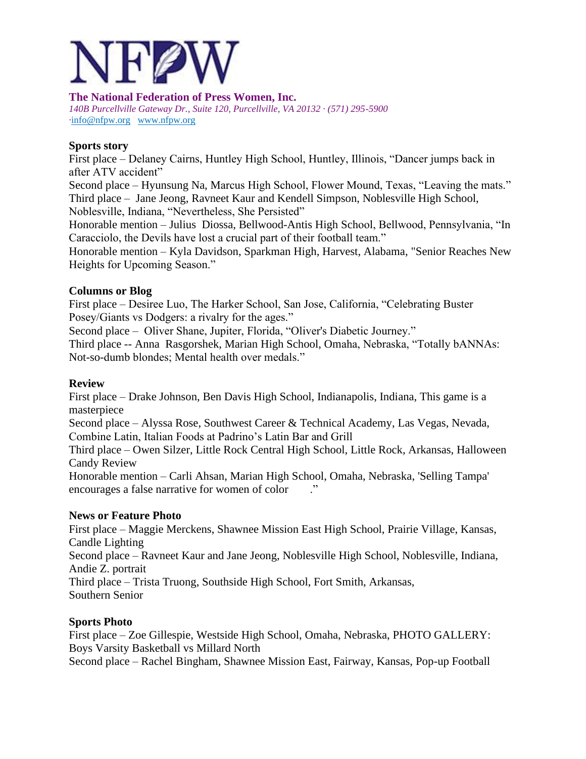NFPW

**The National Federation of Press Women, Inc.**
*140B Purcellville Gateway Dr., Suite 120, Purcellville, VA 20132 · (571) 295-5900*
·info@nfpw.org   www.nfpw.org

**Sports story**
First place – Delaney Cairns, Huntley High School, Huntley, Illinois, "Dancer jumps back in after ATV accident"
Second place – Hyunsung Na, Marcus High School, Flower Mound, Texas, "Leaving the mats."
Third place – Jane Jeong, Ravneet Kaur and Kendell Simpson, Noblesville High School, Noblesville, Indiana, "Nevertheless, She Persisted"
Honorable mention – Julius Diossa, Bellwood-Antis High School, Bellwood, Pennsylvania, "In Caracciolo, the Devils have lost a crucial part of their football team."
Honorable mention – Kyla Davidson, Sparkman High, Harvest, Alabama, "Senior Reaches New Heights for Upcoming Season."

**Columns or Blog**
First place – Desiree Luo, The Harker School, San Jose, California, "Celebrating Buster Posey/Giants vs Dodgers: a rivalry for the ages."
Second place – Oliver Shane, Jupiter, Florida, "Oliver's Diabetic Journey."
Third place -- Anna Rasgorshek, Marian High School, Omaha, Nebraska, "Totally bANNAs: Not-so-dumb blondes; Mental health over medals."

**Review**
First place – Drake Johnson, Ben Davis High School, Indianapolis, Indiana, This game is a masterpiece
Second place – Alyssa Rose, Southwest Career & Technical Academy, Las Vegas, Nevada, Combine Latin, Italian Foods at Padrino's Latin Bar and Grill
Third place – Owen Silzer, Little Rock Central High School, Little Rock, Arkansas, Halloween Candy Review
Honorable mention – Carli Ahsan, Marian High School, Omaha, Nebraska, 'Selling Tampa' encourages a false narrative for women of color ."

**News or Feature Photo**
First place – Maggie Merckens, Shawnee Mission East High School, Prairie Village, Kansas, Candle Lighting
Second place – Ravneet Kaur and Jane Jeong, Noblesville High School, Noblesville, Indiana, Andie Z. portrait
Third place – Trista Truong, Southside High School, Fort Smith, Arkansas, Southern Senior

**Sports Photo**
First place – Zoe Gillespie, Westside High School, Omaha, Nebraska, PHOTO GALLERY: Boys Varsity Basketball vs Millard North
Second place – Rachel Bingham, Shawnee Mission East, Fairway, Kansas, Pop-up Football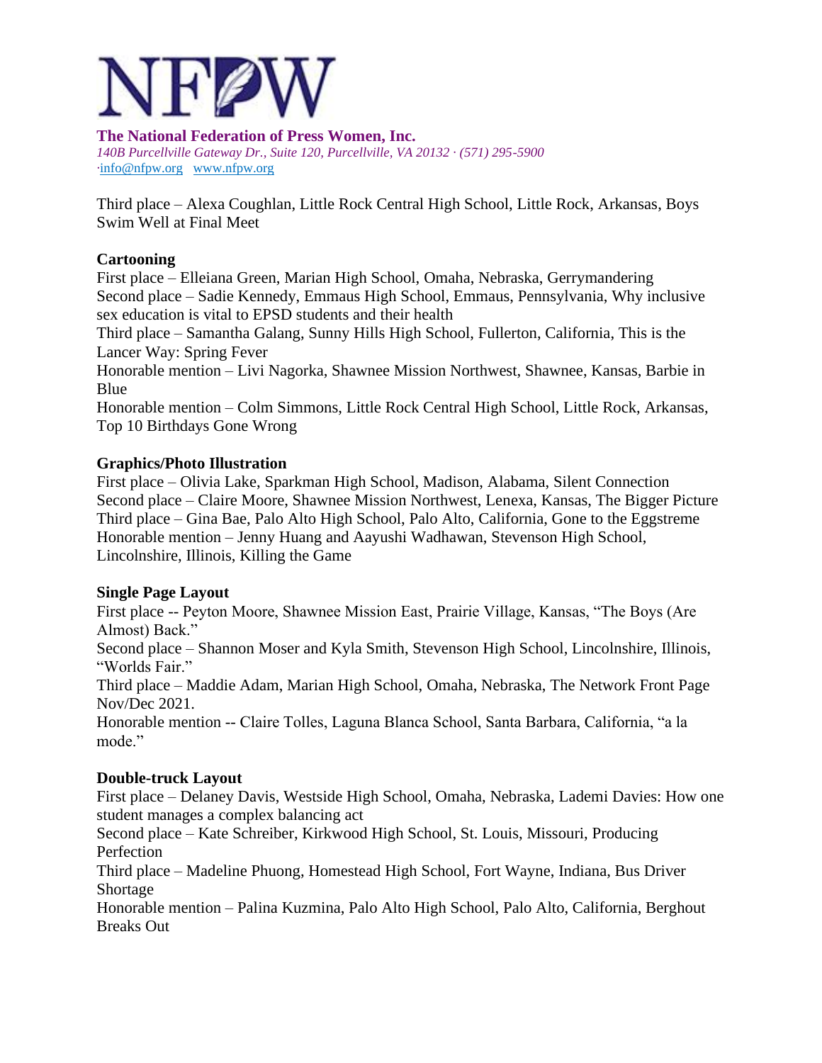Third place – Alexa Coughlan, Little Rock Central High School, Little Rock, Arkansas, Boys Swim Well at Final Meet

**Cartooning**

First place – Elleiana Green, Marian High School, Omaha, Nebraska, Gerrymandering
Second place – Sadie Kennedy, Emmaus High School, Emmaus, Pennsylvania, Why inclusive sex education is vital to EPSD students and their health
Third place – Samantha Galang, Sunny Hills High School, Fullerton, California, This is the Lancer Way: Spring Fever
Honorable mention – Livi Nagorka, Shawnee Mission Northwest, Shawnee, Kansas, Barbie in Blue
Honorable mention – Colm Simmons, Little Rock Central High School, Little Rock, Arkansas, Top 10 Birthdays Gone Wrong

**Graphics/Photo Illustration**

First place – Olivia Lake, Sparkman High School, Madison, Alabama, Silent Connection
Second place – Claire Moore, Shawnee Mission Northwest, Lenexa, Kansas, The Bigger Picture
Third place – Gina Bae, Palo Alto High School, Palo Alto, California, Gone to the Eggstreme
Honorable mention – Jenny Huang and Aayushi Wadhawan, Stevenson High School, Lincolnshire, Illinois, Killing the Game

**Single Page Layout**

First place -- Peyton Moore, Shawnee Mission East, Prairie Village, Kansas, "The Boys (Are Almost) Back."
Second place – Shannon Moser and Kyla Smith, Stevenson High School, Lincolnshire, Illinois, "Worlds Fair."
Third place – Maddie Adam, Marian High School, Omaha, Nebraska, The Network Front Page Nov/Dec 2021.
Honorable mention -- Claire Tolles, Laguna Blanca School, Santa Barbara, California, "a la mode."

**Double-truck Layout**

First place – Delaney Davis, Westside High School, Omaha, Nebraska, Lademi Davies: How one student manages a complex balancing act
Second place – Kate Schreiber, Kirkwood High School, St. Louis, Missouri, Producing Perfection
Third place – Madeline Phuong, Homestead High School, Fort Wayne, Indiana, Bus Driver Shortage
Honorable mention – Palina Kuzmina, Palo Alto High School, Palo Alto, California, Berghout Breaks Out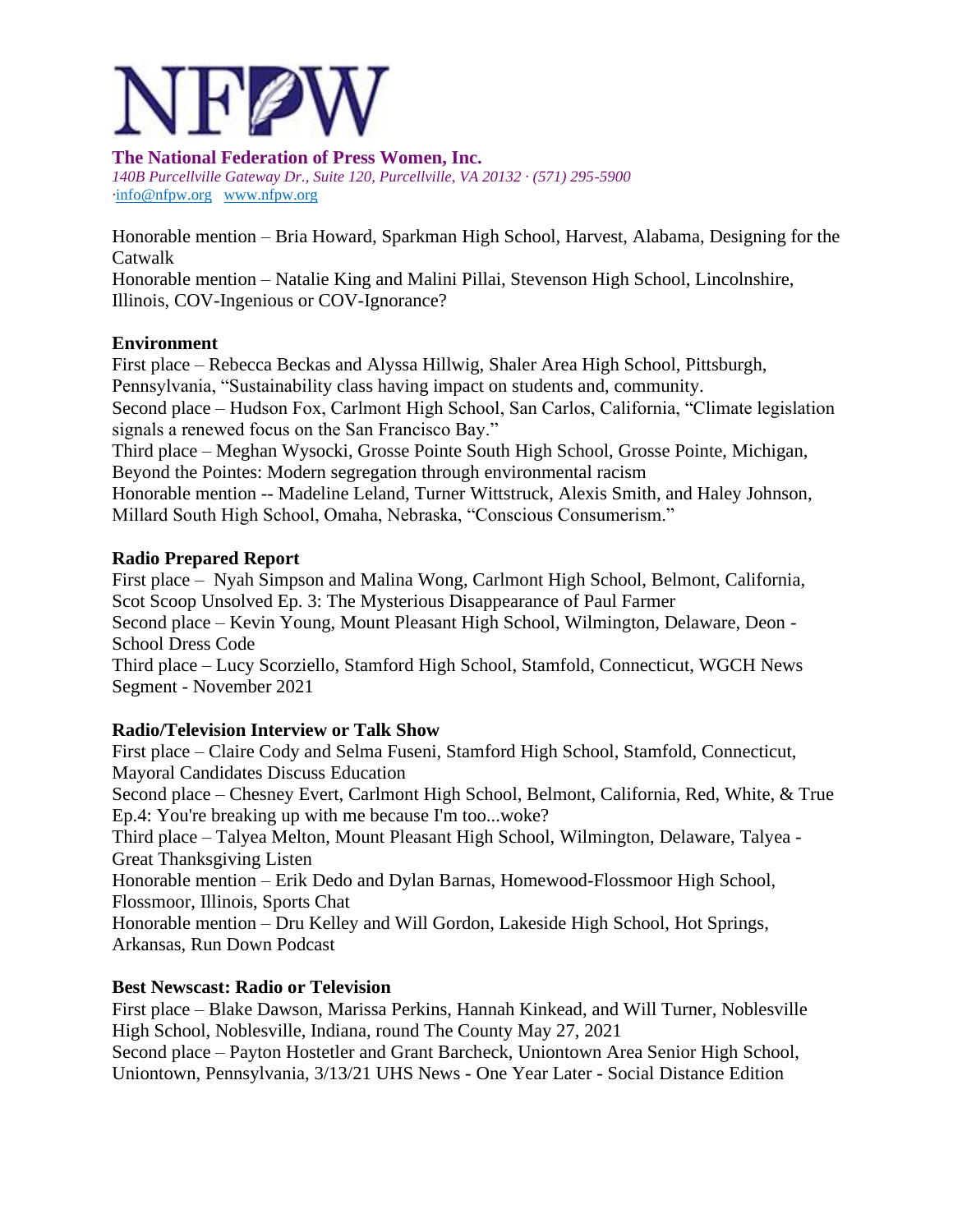Honorable mention – Bria Howard, Sparkman High School, Harvest, Alabama, Designing for the Catwalk
Honorable mention – Natalie King and Malini Pillai, Stevenson High School, Lincolnshire, Illinois, COV-Ingenious or COV-Ignorance?

**Environment**
First place – Rebecca Beckas and Alyssa Hillwig, Shaler Area High School, Pittsburgh, Pennsylvania, "Sustainability class having impact on students and, community.
Second place – Hudson Fox, Carlmont High School, San Carlos, California, "Climate legislation signals a renewed focus on the San Francisco Bay."
Third place – Meghan Wysocki, Grosse Pointe South High School, Grosse Pointe, Michigan, Beyond the Pointes: Modern segregation through environmental racism
Honorable mention -- Madeline Leland, Turner Wittstruck, Alexis Smith, and Haley Johnson, Millard South High School, Omaha, Nebraska, "Conscious Consumerism."

**Radio Prepared Report**
First place – Nyah Simpson and Malina Wong, Carlmont High School, Belmont, California, Scot Scoop Unsolved Ep. 3: The Mysterious Disappearance of Paul Farmer
Second place – Kevin Young, Mount Pleasant High School, Wilmington, Delaware, Deon - School Dress Code
Third place – Lucy Scorziello, Stamford High School, Stamfold, Connecticut, WGCH News Segment - November 2021

**Radio/Television Interview or Talk Show**
First place – Claire Cody and Selma Fuseni, Stamford High School, Stamfold, Connecticut, Mayoral Candidates Discuss Education
Second place – Chesney Evert, Carlmont High School, Belmont, California, Red, White, & True Ep.4: You're breaking up with me because I'm too...woke?
Third place – Talyea Melton, Mount Pleasant High School, Wilmington, Delaware, Talyea - Great Thanksgiving Listen
Honorable mention – Erik Dedo and Dylan Barnas, Homewood-Flossmoor High School, Flossmoor, Illinois, Sports Chat
Honorable mention – Dru Kelley and Will Gordon, Lakeside High School, Hot Springs, Arkansas, Run Down Podcast

**Best Newscast: Radio or Television**
First place – Blake Dawson, Marissa Perkins, Hannah Kinkead, and Will Turner, Noblesville High School, Noblesville, Indiana, round The County May 27, 2021
Second place – Payton Hostetler and Grant Barcheck, Uniontown Area Senior High School, Uniontown, Pennsylvania, 3/13/21 UHS News - One Year Later - Social Distance Edition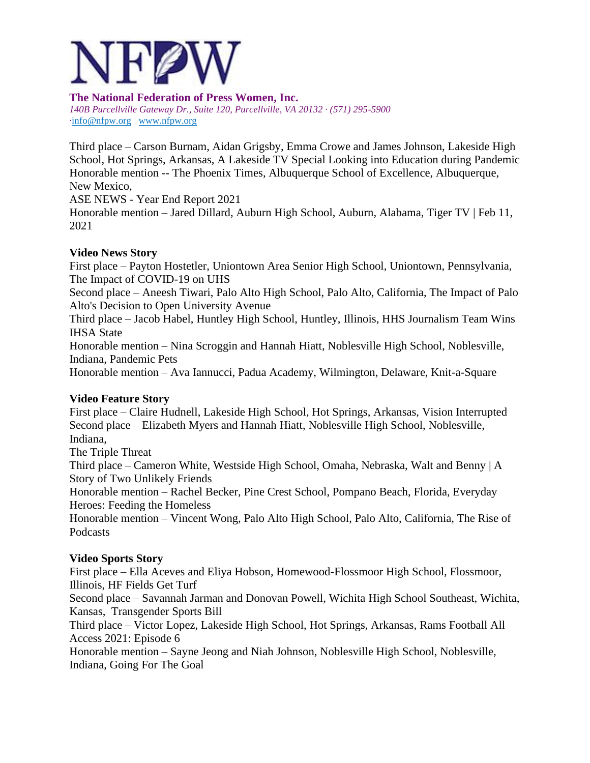Third place – Carson Burnam, Aidan Grigsby, Emma Crowe and James Johnson, Lakeside High School, Hot Springs, Arkansas, A Lakeside TV Special Looking into Education during Pandemic
Honorable mention -- The Phoenix Times, Albuquerque School of Excellence, Albuquerque, New Mexico,
ASE NEWS - Year End Report 2021
Honorable mention – Jared Dillard, Auburn High School, Auburn, Alabama, Tiger TV | Feb 11, 2021

**Video News Story**
First place – Payton Hostetler, Uniontown Area Senior High School, Uniontown, Pennsylvania, The Impact of COVID-19 on UHS
Second place – Aneesh Tiwari, Palo Alto High School, Palo Alto, California, The Impact of Palo Alto's Decision to Open University Avenue
Third place – Jacob Habel, Huntley High School, Huntley, Illinois, HHS Journalism Team Wins IHSA State
Honorable mention – Nina Scroggin and Hannah Hiatt, Noblesville High School, Noblesville, Indiana, Pandemic Pets
Honorable mention – Ava Iannucci, Padua Academy, Wilmington, Delaware, Knit-a-Square

**Video Feature Story**
First place – Claire Hudnell, Lakeside High School, Hot Springs, Arkansas, Vision Interrupted
Second place – Elizabeth Myers and Hannah Hiatt, Noblesville High School, Noblesville, Indiana,
The Triple Threat
Third place – Cameron White, Westside High School, Omaha, Nebraska, Walt and Benny | A Story of Two Unlikely Friends
Honorable mention – Rachel Becker, Pine Crest School, Pompano Beach, Florida, Everyday Heroes: Feeding the Homeless
Honorable mention – Vincent Wong, Palo Alto High School, Palo Alto, California, The Rise of Podcasts

**Video Sports Story**
First place – Ella Aceves and Eliya Hobson, Homewood-Flossmoor High School, Flossmoor, Illinois, HF Fields Get Turf
Second place – Savannah Jarman and Donovan Powell, Wichita High School Southeast, Wichita, Kansas, Transgender Sports Bill
Third place – Victor Lopez, Lakeside High School, Hot Springs, Arkansas, Rams Football All Access 2021: Episode 6
Honorable mention – Sayne Jeong and Niah Johnson, Noblesville High School, Noblesville, Indiana, Going For The Goal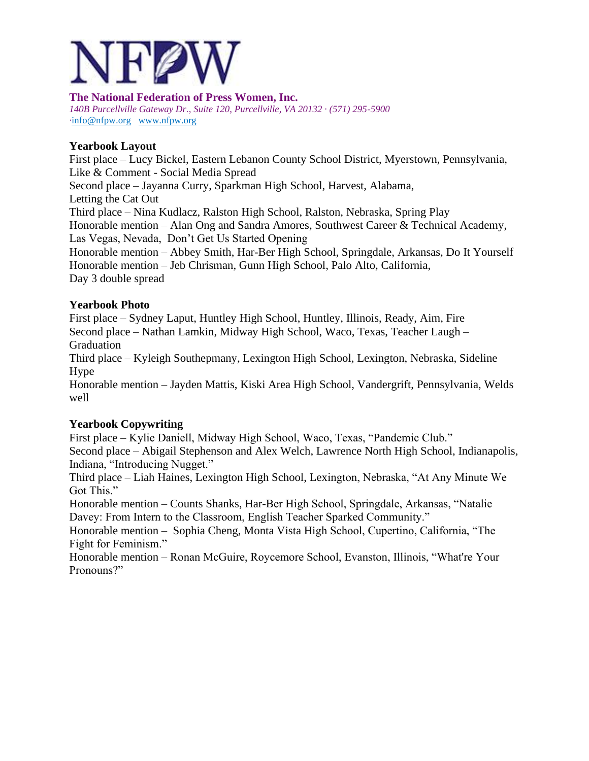**NFPW**

**The National Federation of Press Women, Inc.**
*140B Purcellville Gateway Dr., Suite 120, Purcellville, VA 20132 · (571) 295-5900*
·info@nfpw.org   www.nfpw.org

**Yearbook Layout**

First place – Lucy Bickel, Eastern Lebanon County School District, Myerstown, Pennsylvania, Like & Comment - Social Media Spread
Second place – Jayanna Curry, Sparkman High School, Harvest, Alabama, Letting the Cat Out
Third place – Nina Kudlacz, Ralston High School, Ralston, Nebraska, Spring Play
Honorable mention – Alan Ong and Sandra Amores, Southwest Career & Technical Academy, Las Vegas, Nevada, Don't Get Us Started Opening
Honorable mention – Abbey Smith, Har-Ber High School, Springdale, Arkansas, Do It Yourself
Honorable mention – Jeb Chrisman, Gunn High School, Palo Alto, California, Day 3 double spread

**Yearbook Photo**

First place – Sydney Laput, Huntley High School, Huntley, Illinois, Ready, Aim, Fire
Second place – Nathan Lamkin, Midway High School, Waco, Texas, Teacher Laugh – Graduation
Third place – Kyleigh Southepmany, Lexington High School, Lexington, Nebraska, Sideline Hype
Honorable mention – Jayden Mattis, Kiski Area High School, Vandergrift, Pennsylvania, Welds well

**Yearbook Copywriting**

First place – Kylie Daniell, Midway High School, Waco, Texas, "Pandemic Club."
Second place – Abigail Stephenson and Alex Welch, Lawrence North High School, Indianapolis, Indiana, "Introducing Nugget."
Third place – Liah Haines, Lexington High School, Lexington, Nebraska, "At Any Minute We Got This."
Honorable mention – Counts Shanks, Har-Ber High School, Springdale, Arkansas, "Natalie Davey: From Intern to the Classroom, English Teacher Sparked Community."
Honorable mention – Sophia Cheng, Monta Vista High School, Cupertino, California, "The Fight for Feminism."
Honorable mention – Ronan McGuire, Roycemore School, Evanston, Illinois, "What're Your Pronouns?"